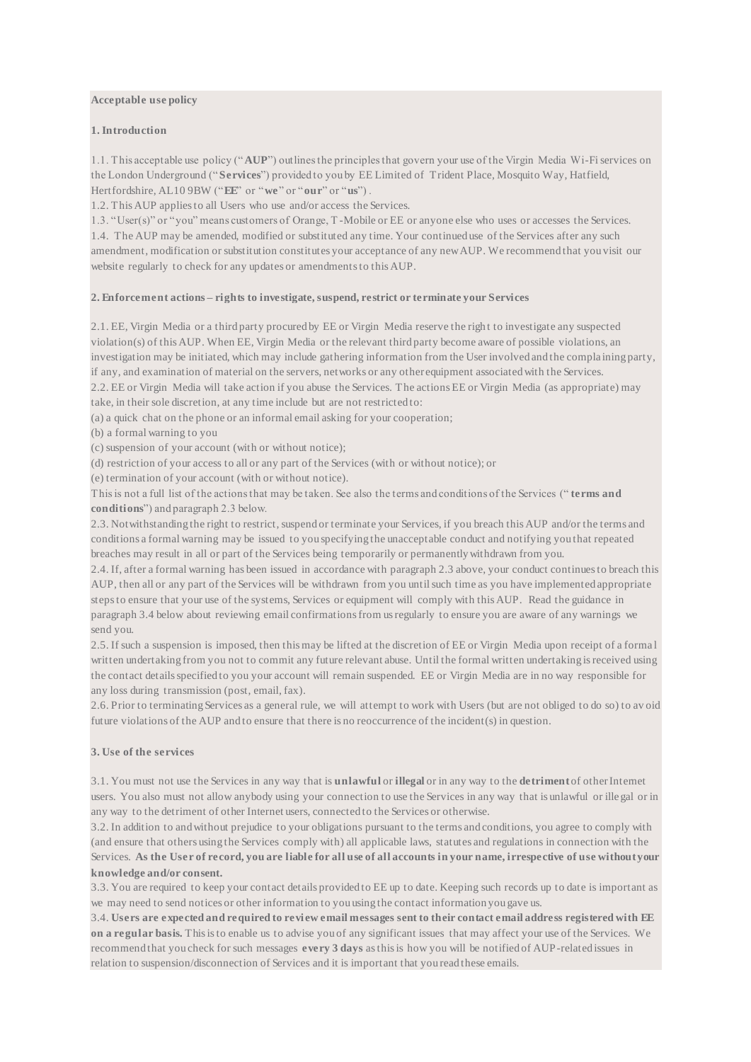**Acceptable use policy**

**1. Introduction**

1.1. This acceptable use policy ("**AUP**") outlines the principles that govern your use of the Virgin Media Wi-Fi services on the London Underground ("**Services**") provided to you by EE Limited of Trident Place, Mosquito Way, Hatfield, Hertfordshire, AL10 9BW ("**EE**" or "**we**" or "**our**" or "**us**") .
1.2. This AUP applies to all Users who use and/or access the Services.
1.3. "User(s)" or "you" means customers of Orange, T-Mobile or EE or anyone else who uses or accesses the Services.
1.4. The AUP may be amended, modified or substituted any time. Your continued use of the Services after any such amendment, modification or substitution constitutes your acceptance of any new AUP. We recommend that you visit our website regularly to check for any updates or amendments to this AUP.

**2. Enforcement actions – rights to investigate, suspend, restrict or terminate your Services**

2.1. EE, Virgin Media or a third party procured by EE or Virgin Media reserve the right to investigate any suspected violation(s) of this AUP. When EE, Virgin Media or the relevant third party become aware of possible violations, an investigation may be initiated, which may include gathering information from the User involved and the complaining party, if any, and examination of material on the servers, networks or any other equipment associated with the Services.
2.2. EE or Virgin Media will take action if you abuse the Services. The actions EE or Virgin Media (as appropriate) may take, in their sole discretion, at any time include but are not restricted to:
(a) a quick chat on the phone or an informal email asking for your cooperation;
(b) a formal warning to you
(c) suspension of your account (with or without notice);
(d) restriction of your access to all or any part of the Services (with or without notice); or
(e) termination of your account (with or without notice).
This is not a full list of the actions that may be taken. See also the terms and conditions of the Services ("**terms and conditions**") and paragraph 2.3 below.
2.3. Notwithstanding the right to restrict, suspend or terminate your Services, if you breach this AUP and/or the terms and conditions a formal warning may be issued to you specifying the unacceptable conduct and notifying you that repeated breaches may result in all or part of the Services being temporarily or permanently withdrawn from you.
2.4. If, after a formal warning has been issued in accordance with paragraph 2.3 above, your conduct continues to breach this AUP, then all or any part of the Services will be withdrawn from you until such time as you have implemented appropriate steps to ensure that your use of the systems, Services or equipment will comply with this AUP. Read the guidance in paragraph 3.4 below about reviewing email confirmations from us regularly to ensure you are aware of any warnings we send you.
2.5. If such a suspension is imposed, then this may be lifted at the discretion of EE or Virgin Media upon receipt of a formal written undertaking from you not to commit any future relevant abuse. Until the formal written undertaking is received using the contact details specified to you your account will remain suspended. EE or Virgin Media are in no way responsible for any loss during transmission (post, email, fax).
2.6. Prior to terminating Services as a general rule, we will attempt to work with Users (but are not obliged to do so) to avoid future violations of the AUP and to ensure that there is no reoccurrence of the incident(s) in question.

**3. Use of the services**

3.1. You must not use the Services in any way that is **unlawful** or **illegal** or in any way to the **detriment** of other Internet users. You also must not allow anybody using your connection to use the Services in any way that is unlawful or illegal or in any way to the detriment of other Internet users, connected to the Services or otherwise.
3.2. In addition to and without prejudice to your obligations pursuant to the terms and conditions, you agree to comply with (and ensure that others using the Services comply with) all applicable laws, statutes and regulations in connection with the Services. **As the User of record, you are liable for all use of all accounts in your name, irrespective of use without your knowledge and/or consent.**
3.3. You are required to keep your contact details provided to EE up to date. Keeping such records up to date is important as we may need to send notices or other information to you using the contact information you gave us.
3.4. **Users are expected and required to review email messages sent to their contact email address registered with EE on a regular basis.** This is to enable us to advise you of any significant issues that may affect your use of the Services. We recommend that you check for such messages **every 3 days** as this is how you will be notified of AUP-related issues in relation to suspension/disconnection of Services and it is important that you read these emails.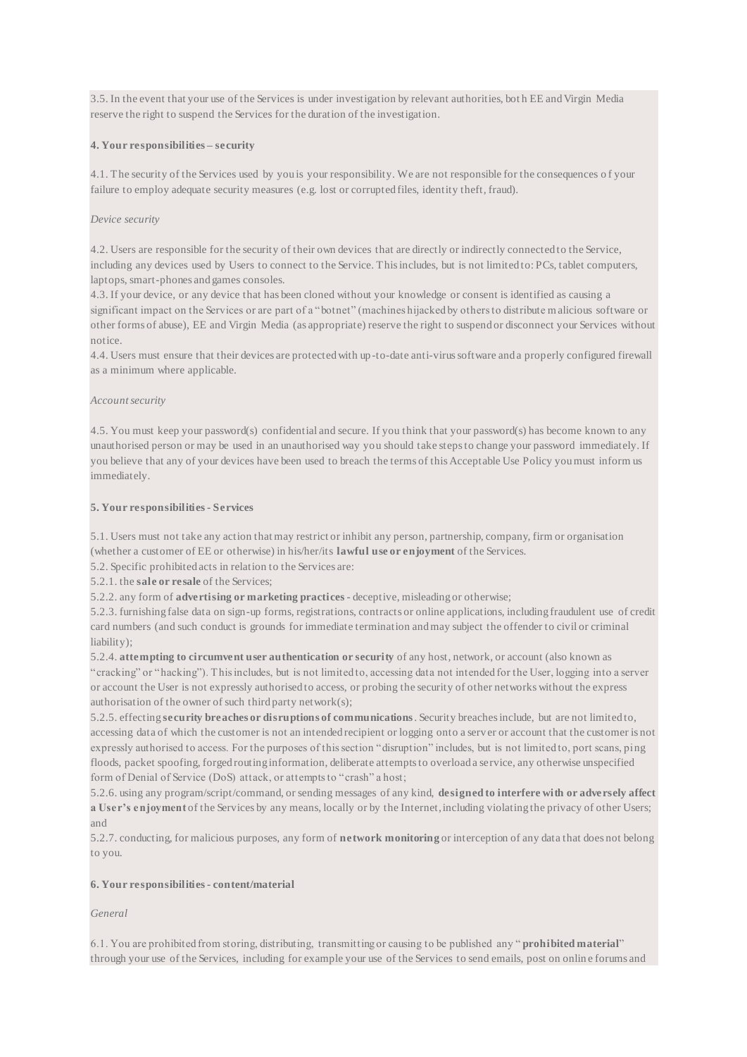3.5. In the event that your use of the Services is under investigation by relevant authorities, both EE and Virgin Media reserve the right to suspend the Services for the duration of the investigation.

**4. Your responsibilities – security**

4.1. The security of the Services used by you is your responsibility. We are not responsible for the consequences of your failure to employ adequate security measures (e.g. lost or corrupted files, identity theft, fraud).

*Device security*

4.2. Users are responsible for the security of their own devices that are directly or indirectly connected to the Service, including any devices used by Users to connect to the Service. This includes, but is not limited to: PCs, tablet computers, laptops, smart-phones and games consoles.
4.3. If your device, or any device that has been cloned without your knowledge or consent is identified as causing a significant impact on the Services or are part of a "botnet" (machines hijacked by others to distribute malicious software or other forms of abuse), EE and Virgin Media (as appropriate) reserve the right to suspend or disconnect your Services without notice.
4.4. Users must ensure that their devices are protected with up-to-date anti-virus software and a properly configured firewall as a minimum where applicable.

*Account security*

4.5. You must keep your password(s) confidential and secure. If you think that your password(s) has become known to any unauthorised person or may be used in an unauthorised way you should take steps to change your password immediately. If you believe that any of your devices have been used to breach the terms of this Acceptable Use Policy you must inform us immediately.

**5. Your responsibilities - Services**

5.1. Users must not take any action that may restrict or inhibit any person, partnership, company, firm or organisation (whether a customer of EE or otherwise) in his/her/its **lawful use or enjoyment** of the Services.
5.2. Specific prohibited acts in relation to the Services are:
5.2.1. the **sale or resale** of the Services;
5.2.2. any form of **advertising or marketing practices** - deceptive, misleading or otherwise;
5.2.3. furnishing false data on sign-up forms, registrations, contracts or online applications, including fraudulent use of credit card numbers (and such conduct is grounds for immediate termination and may subject the offender to civil or criminal liability);
5.2.4. **attempting to circumvent user authentication or security** of any host, network, or account (also known as "cracking" or "hacking"). This includes, but is not limited to, accessing data not intended for the User, logging into a server or account the User is not expressly authorised to access, or probing the security of other networks without the express authorisation of the owner of such third party network(s);
5.2.5. effecting **security breaches or disruptions of communications**. Security breaches include, but are not limited to, accessing data of which the customer is not an intended recipient or logging onto a server or account that the customer is not expressly authorised to access. For the purposes of this section "disruption" includes, but is not limited to, port scans, ping floods, packet spoofing, forged routing information, deliberate attempts to overload a service, any otherwise unspecified form of Denial of Service (DoS) attack, or attempts to "crash" a host;
5.2.6. using any program/script/command, or sending messages of any kind, **designed to interfere with or adversely affect a User's enjoyment** of the Services by any means, locally or by the Internet, including violating the privacy of other Users; and
5.2.7. conducting, for malicious purposes, any form of **network monitoring** or interception of any data that does not belong to you.

**6. Your responsibilities - content/material**

*General*

6.1. You are prohibited from storing, distributing, transmitting or causing to be published any "**prohibited material**" through your use of the Services, including for example your use of the Services to send emails, post on online forums and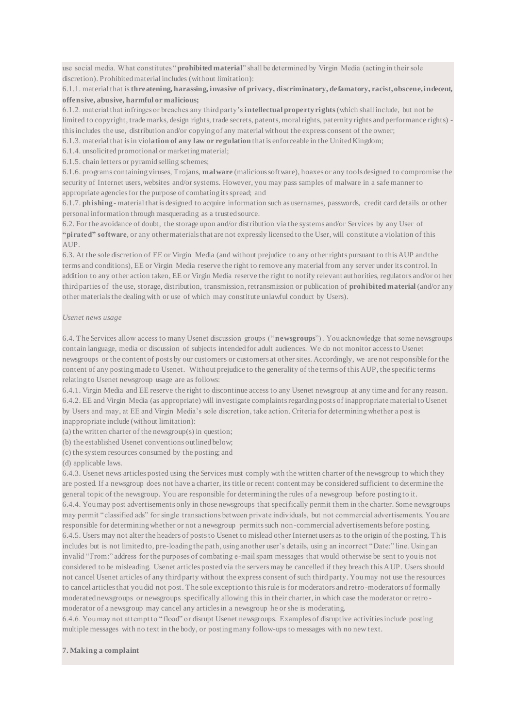use social media. What constitutes "**prohibited material**" shall be determined by Virgin Media (acting in their sole discretion). Prohibited material includes (without limitation):

6.1.1. material that is **threatening, harassing, invasive of privacy, discriminatory, defamatory, racist, obscene, indecent, offensive, abusive, harmful or malicious;**

6.1.2. material that infringes or breaches any third party's **intellectual property rights** (which shall include, but not be limited to copyright, trade marks, design rights, trade secrets, patents, moral rights, paternity rights and performance rights) - this includes the use, distribution and/or copying of any material without the express consent of the owner;

6.1.3. material that is in viol**ation of any law or regulation** that is enforceable in the United Kingdom;

6.1.4. unsolicited promotional or marketing material;

6.1.5. chain letters or pyramid selling schemes;

6.1.6. programs containing viruses, Trojans, **malware** (malicious software), hoaxes or any tools designed to compromise the security of Internet users, websites and/or systems. However, you may pass samples of malware in a safe manner to appropriate agencies for the purpose of combating its spread; and

6.1.7. **phishing** - material that is designed to acquire information such as usernames, passwords, credit card details or other personal information through masquerading as a trusted source.

6.2. For the avoidance of doubt, the storage upon and/or distribution via the systems and/or Services by any User of **"pirated" software**, or any other materials that are not expressly licensed to the User, will constitute a violation of this AUP.

6.3. At the sole discretion of EE or Virgin Media (and without prejudice to any other rights pursuant to this AUP and the terms and conditions), EE or Virgin Media reserve the right to remove any material from any server under its control. In addition to any other action taken, EE or Virgin Media reserve the right to notify relevant authorities, regulators and/or other third parties of the use, storage, distribution, transmission, retransmission or publication of **prohibited material** (and/or any other materials the dealing with or use of which may constitute unlawful conduct by Users).

*Usenet news usage*

6.4. The Services allow access to many Usenet discussion groups ("**newsgroups**") . You acknowledge that some newsgroups contain language, media or discussion of subjects intended for adult audiences. We do not monitor access to Usenet newsgroups or the content of posts by our customers or customers at other sites. Accordingly, we are not responsible for the content of any posting made to Usenet. Without prejudice to the generality of the terms of this AUP, the specific terms relating to Usenet newsgroup usage are as follows:

6.4.1. Virgin Media and EE reserve the right to discontinue access to any Usenet newsgroup at any time and for any reason.

6.4.2. EE and Virgin Media (as appropriate) will investigate complaints regarding posts of inappropriate material to Usenet by Users and may, at EE and Virgin Media's sole discretion, take action. Criteria for determining whether a post is inappropriate include (without limitation):

(a) the written charter of the newsgroup(s) in question;

(b) the established Usenet conventions outlined below;

(c) the system resources consumed by the posting; and

(d) applicable laws.

6.4.3. Usenet news articles posted using the Services must comply with the written charter of the newsgroup to which they are posted. If a newsgroup does not have a charter, its title or recent content may be considered sufficient to determine the general topic of the newsgroup. You are responsible for determining the rules of a newsgroup before posting to it.

6.4.4. You may post advertisements only in those newsgroups that specifically permit them in the charter. Some newsgroups may permit "classified ads" for single transactions between private individuals, but not commercial advertisements. You are responsible for determining whether or not a newsgroup permits such non-commercial advertisements before posting.

6.4.5. Users may not alter the headers of posts to Usenet to mislead other Internet users as to the origin of the posting. This includes but is not limited to, pre-loading the path, using another user's details, using an incorrect "Date:" line. Using an invalid "From:" address for the purposes of combating e-mail spam messages that would otherwise be sent to you is not considered to be misleading. Usenet articles posted via the servers may be cancelled if they breach this AUP. Users should not cancel Usenet articles of any third party without the express consent of such third party. You may not use the resources to cancel articles that you did not post. The sole exception to this rule is for moderators and retro-moderators of formally moderated newsgroups or newsgroups specifically allowing this in their charter, in which case the moderator or retro-moderator of a newsgroup may cancel any articles in a newsgroup he or she is moderating.

6.4.6. You may not attempt to "flood" or disrupt Usenet newsgroups. Examples of disruptive activities include posting multiple messages with no text in the body, or posting many follow-ups to messages with no new text.

**7. Making a complaint**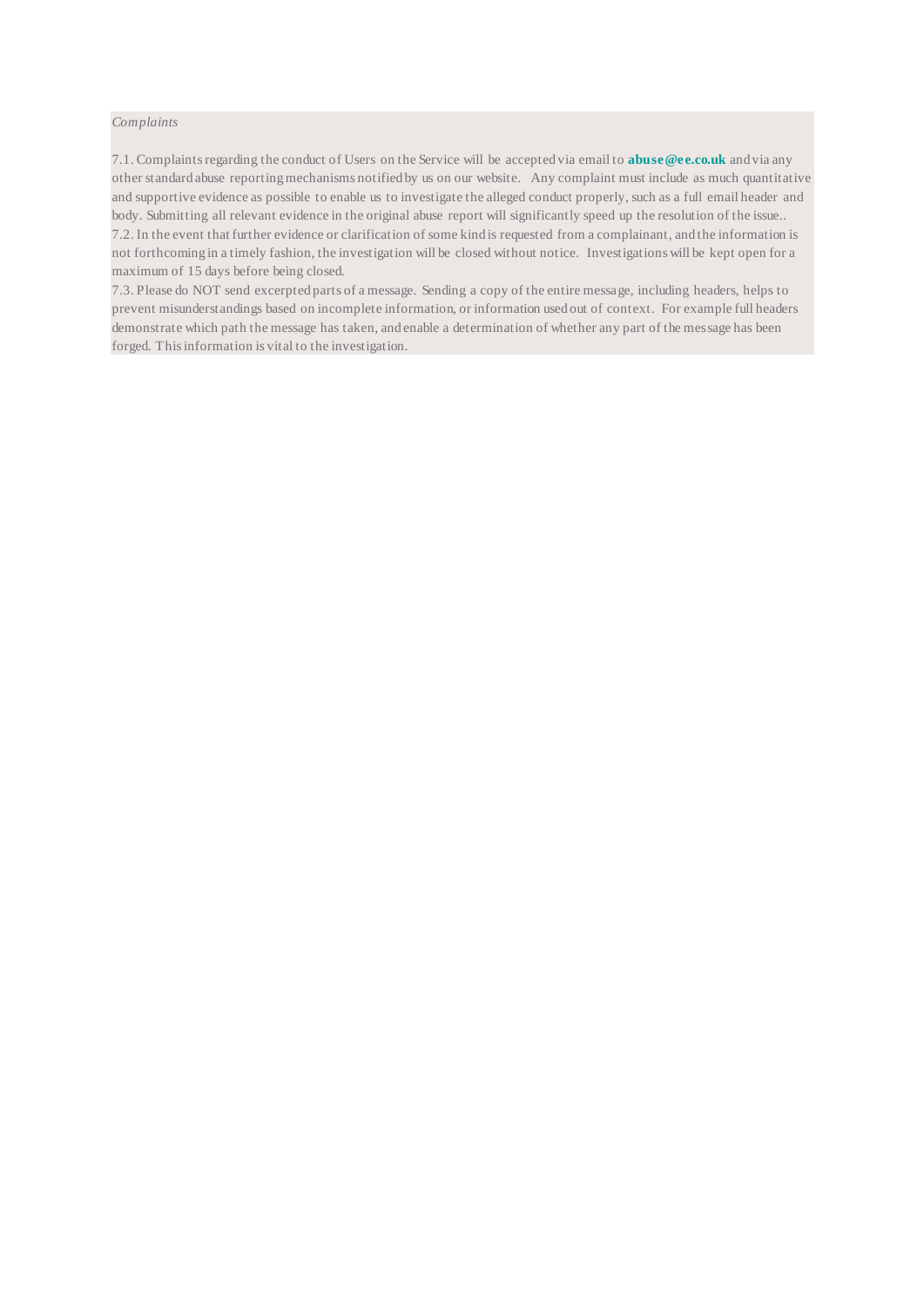*Complaints*

7.1. Complaints regarding the conduct of Users on the Service will be accepted via email to **abuse@ee.co.uk** and via any other standard abuse reporting mechanisms notified by us on our website. Any complaint must include as much quantitative and supportive evidence as possible to enable us to investigate the alleged conduct properly, such as a full email header and body. Submitting all relevant evidence in the original abuse report will significantly speed up the resolution of the issue..

7.2. In the event that further evidence or clarification of some kind is requested from a complainant, and the information is not forthcoming in a timely fashion, the investigation will be closed without notice. Investigations will be kept open for a maximum of 15 days before being closed.

7.3. Please do NOT send excerpted parts of a message. Sending a copy of the entire message, including headers, helps to prevent misunderstandings based on incomplete information, or information used out of context. For example full headers demonstrate which path the message has taken, and enable a determination of whether any part of the message has been forged. This information is vital to the investigation.